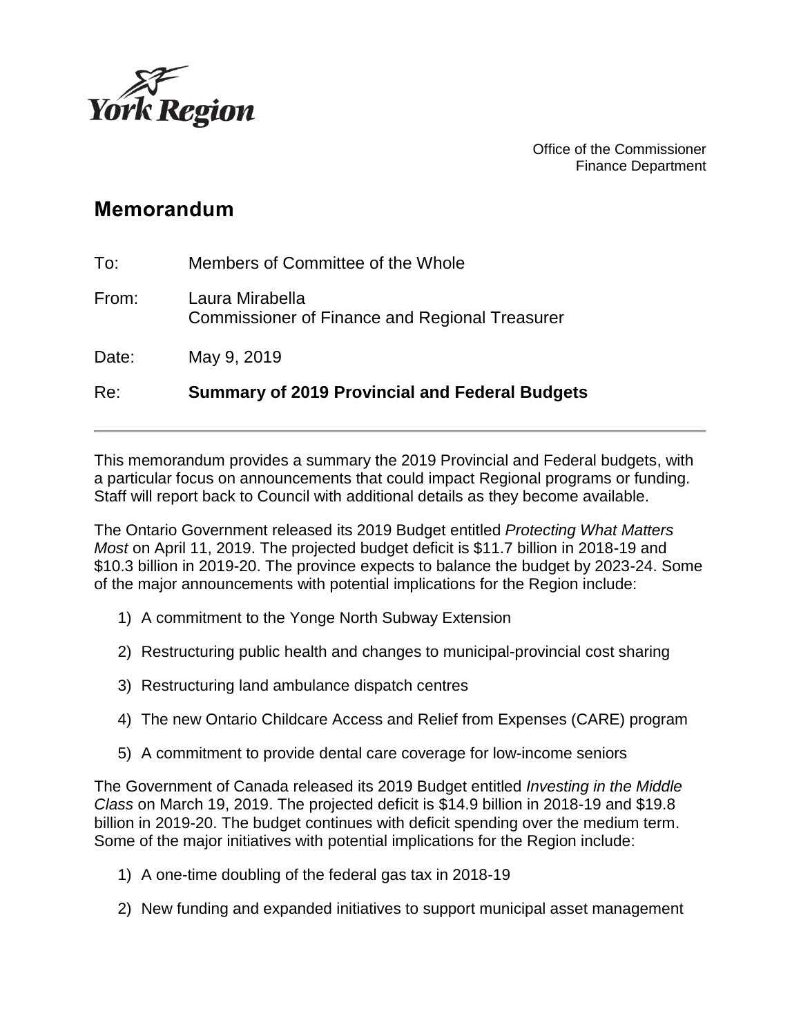York Region

Office of the Commissioner
Finance Department

# Memorandum

To: Members of Committee of the Whole

From: Laura Mirabella
Commissioner of Finance and Regional Treasurer

Date: May 9, 2019

Re: **Summary of 2019 Provincial and Federal Budgets**

---

This memorandum provides a summary the 2019 Provincial and Federal budgets, with a particular focus on announcements that could impact Regional programs or funding. Staff will report back to Council with additional details as they become available.

The Ontario Government released its 2019 Budget entitled *Protecting What Matters Most* on April 11, 2019. The projected budget deficit is $11.7 billion in 2018-19 and $10.3 billion in 2019-20. The province expects to balance the budget by 2023-24. Some of the major announcements with potential implications for the Region include:

1) A commitment to the Yonge North Subway Extension

2) Restructuring public health and changes to municipal-provincial cost sharing

3) Restructuring land ambulance dispatch centres

4) The new Ontario Childcare Access and Relief from Expenses (CARE) program

5) A commitment to provide dental care coverage for low-income seniors

The Government of Canada released its 2019 Budget entitled *Investing in the Middle Class* on March 19, 2019. The projected deficit is $14.9 billion in 2018-19 and $19.8 billion in 2019-20. The budget continues with deficit spending over the medium term. Some of the major initiatives with potential implications for the Region include:

1) A one-time doubling of the federal gas tax in 2018-19

2) New funding and expanded initiatives to support municipal asset management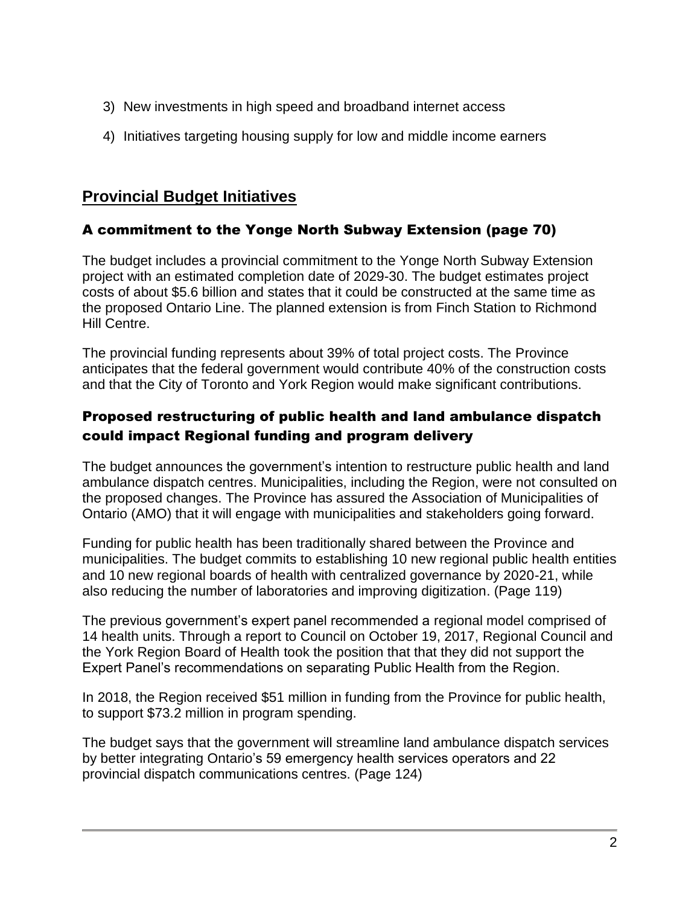3) New investments in high speed and broadband internet access
4) Initiatives targeting housing supply for low and middle income earners

## Provincial Budget Initiatives

### A commitment to the Yonge North Subway Extension (page 70)

The budget includes a provincial commitment to the Yonge North Subway Extension project with an estimated completion date of 2029-30. The budget estimates project costs of about $5.6 billion and states that it could be constructed at the same time as the proposed Ontario Line. The planned extension is from Finch Station to Richmond Hill Centre.

The provincial funding represents about 39% of total project costs. The Province anticipates that the federal government would contribute 40% of the construction costs and that the City of Toronto and York Region would make significant contributions.

### Proposed restructuring of public health and land ambulance dispatch could impact Regional funding and program delivery

The budget announces the government's intention to restructure public health and land ambulance dispatch centres. Municipalities, including the Region, were not consulted on the proposed changes. The Province has assured the Association of Municipalities of Ontario (AMO) that it will engage with municipalities and stakeholders going forward.

Funding for public health has been traditionally shared between the Province and municipalities. The budget commits to establishing 10 new regional public health entities and 10 new regional boards of health with centralized governance by 2020-21, while also reducing the number of laboratories and improving digitization. (Page 119)

The previous government's expert panel recommended a regional model comprised of 14 health units. Through a report to Council on October 19, 2017, Regional Council and the York Region Board of Health took the position that that they did not support the Expert Panel's recommendations on separating Public Health from the Region.

In 2018, the Region received $51 million in funding from the Province for public health, to support $73.2 million in program spending.

The budget says that the government will streamline land ambulance dispatch services by better integrating Ontario's 59 emergency health services operators and 22 provincial dispatch communications centres. (Page 124)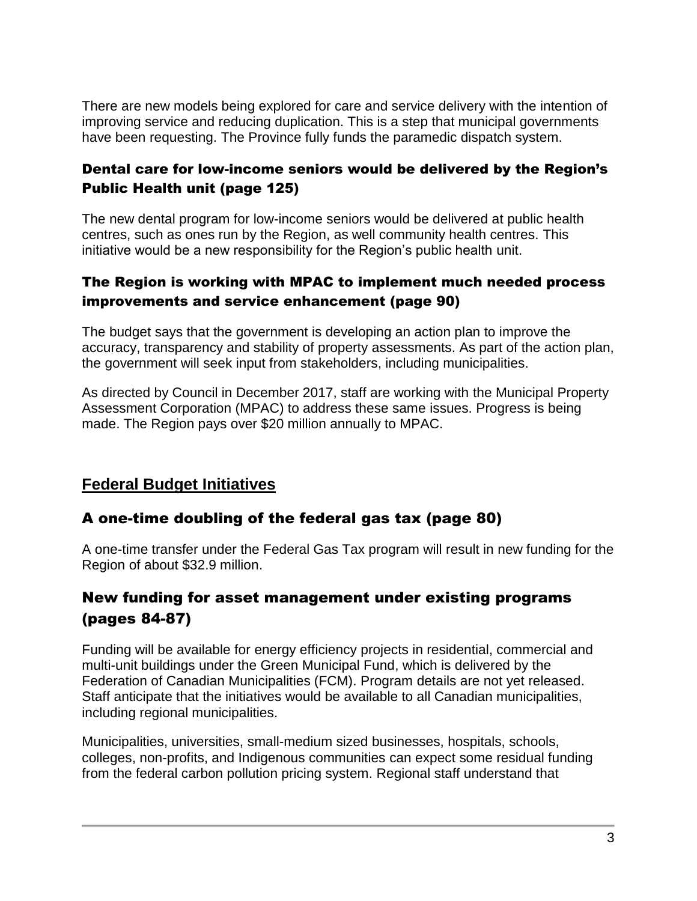There are new models being explored for care and service delivery with the intention of improving service and reducing duplication. This is a step that municipal governments have been requesting. The Province fully funds the paramedic dispatch system.

### Dental care for low-income seniors would be delivered by the Region's Public Health unit (page 125)

The new dental program for low-income seniors would be delivered at public health centres, such as ones run by the Region, as well community health centres. This initiative would be a new responsibility for the Region's public health unit.

### The Region is working with MPAC to implement much needed process improvements and service enhancement (page 90)

The budget says that the government is developing an action plan to improve the accuracy, transparency and stability of property assessments. As part of the action plan, the government will seek input from stakeholders, including municipalities.

As directed by Council in December 2017, staff are working with the Municipal Property Assessment Corporation (MPAC) to address these same issues. Progress is being made. The Region pays over $20 million annually to MPAC.

## Federal Budget Initiatives

### A one-time doubling of the federal gas tax (page 80)

A one-time transfer under the Federal Gas Tax program will result in new funding for the Region of about $32.9 million.

### New funding for asset management under existing programs (pages 84-87)

Funding will be available for energy efficiency projects in residential, commercial and multi-unit buildings under the Green Municipal Fund, which is delivered by the Federation of Canadian Municipalities (FCM). Program details are not yet released. Staff anticipate that the initiatives would be available to all Canadian municipalities, including regional municipalities.

Municipalities, universities, small-medium sized businesses, hospitals, schools, colleges, non-profits, and Indigenous communities can expect some residual funding from the federal carbon pollution pricing system. Regional staff understand that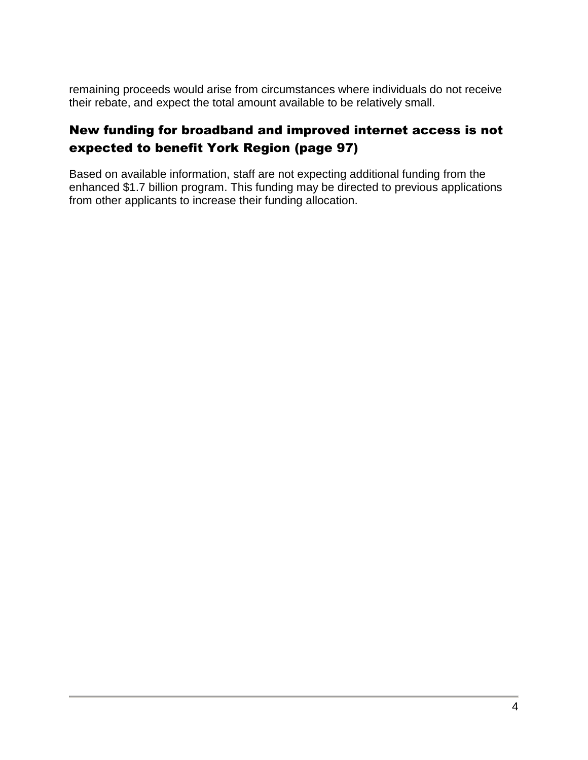remaining proceeds would arise from circumstances where individuals do not receive their rebate, and expect the total amount available to be relatively small.

## New funding for broadband and improved internet access is not expected to benefit York Region (page 97)

Based on available information, staff are not expecting additional funding from the enhanced $1.7 billion program. This funding may be directed to previous applications from other applicants to increase their funding allocation.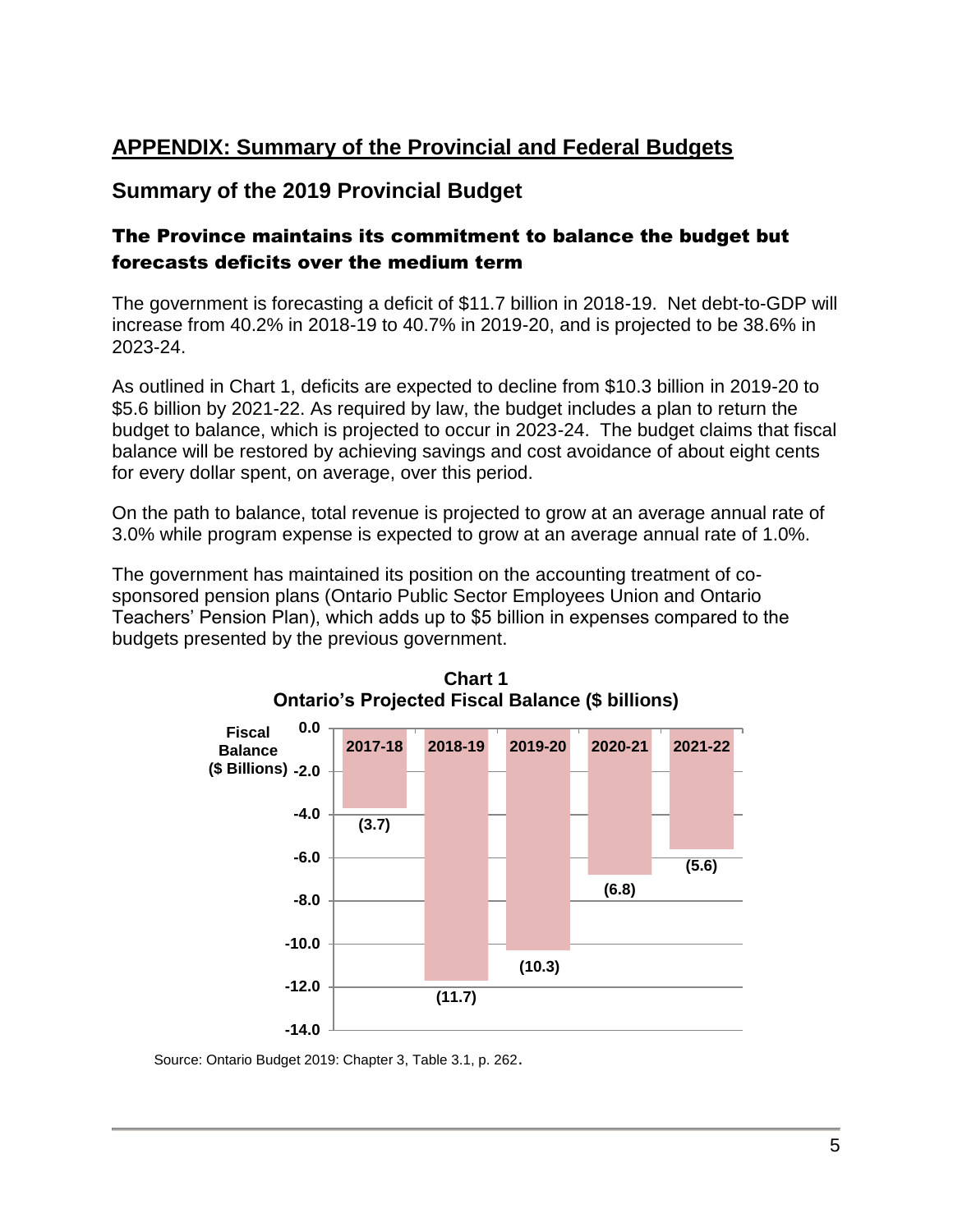## APPENDIX: Summary of the Provincial and Federal Budgets

### Summary of the 2019 Provincial Budget

#### The Province maintains its commitment to balance the budget but forecasts deficits over the medium term

The government is forecasting a deficit of $11.7 billion in 2018-19. Net debt-to-GDP will increase from 40.2% in 2018-19 to 40.7% in 2019-20, and is projected to be 38.6% in 2023-24.

As outlined in Chart 1, deficits are expected to decline from $10.3 billion in 2019-20 to $5.6 billion by 2021-22. As required by law, the budget includes a plan to return the budget to balance, which is projected to occur in 2023-24. The budget claims that fiscal balance will be restored by achieving savings and cost avoidance of about eight cents for every dollar spent, on average, over this period.

On the path to balance, total revenue is projected to grow at an average annual rate of 3.0% while program expense is expected to grow at an average annual rate of 1.0%.

The government has maintained its position on the accounting treatment of co-sponsored pension plans (Ontario Public Sector Employees Union and Ontario Teachers' Pension Plan), which adds up to $5 billion in expenses compared to the budgets presented by the previous government.

**Chart 1**
**Ontario's Projected Fiscal Balance ($ billions)**

| Year | Fiscal Balance ($ Billions) |
|---|---|
| 2017-18 | (3.7) |
| 2018-19 | (11.7) |
| 2019-20 | (10.3) |
| 2020-21 | (6.8) |
| 2021-22 | (5.6) |

Source: Ontario Budget 2019: Chapter 3, Table 3.1, p. 262.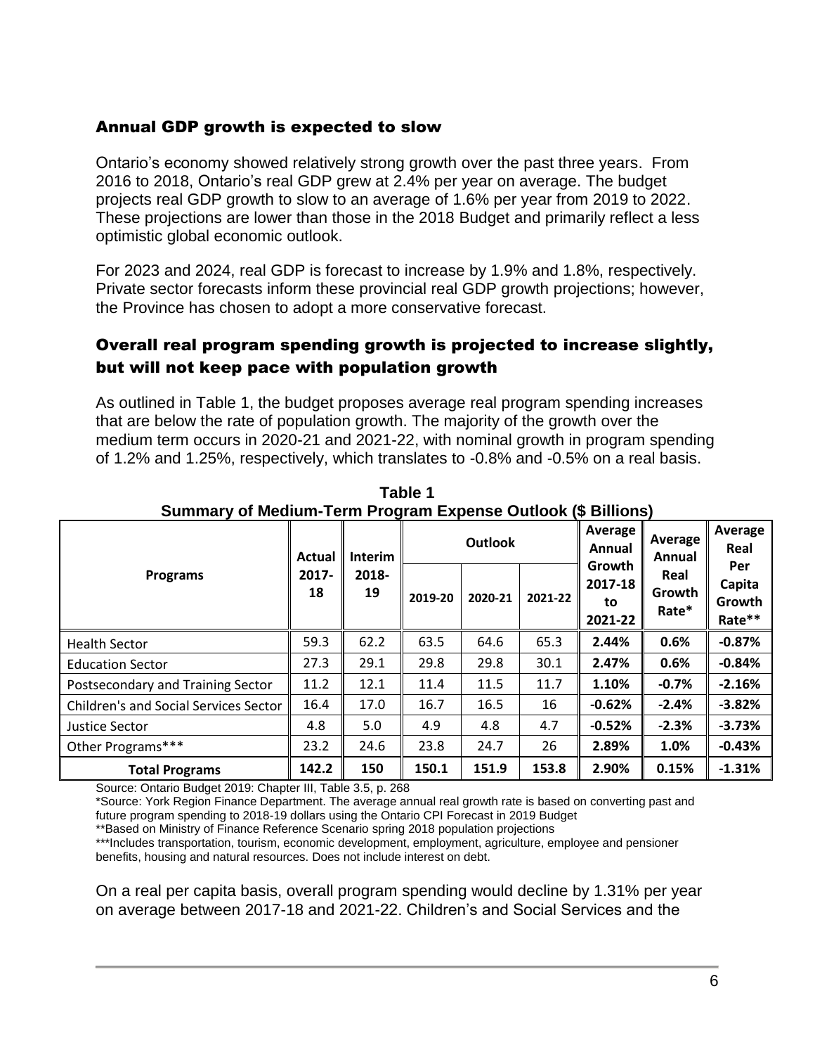## Annual GDP growth is expected to slow

Ontario's economy showed relatively strong growth over the past three years. From 2016 to 2018, Ontario's real GDP grew at 2.4% per year on average. The budget projects real GDP growth to slow to an average of 1.6% per year from 2019 to 2022. These projections are lower than those in the 2018 Budget and primarily reflect a less optimistic global economic outlook.

For 2023 and 2024, real GDP is forecast to increase by 1.9% and 1.8%, respectively. Private sector forecasts inform these provincial real GDP growth projections; however, the Province has chosen to adopt a more conservative forecast.

## Overall real program spending growth is projected to increase slightly, but will not keep pace with population growth

As outlined in Table 1, the budget proposes average real program spending increases that are below the rate of population growth. The majority of the growth over the medium term occurs in 2020-21 and 2021-22, with nominal growth in program spending of 1.2% and 1.25%, respectively, which translates to -0.8% and -0.5% on a real basis.

**Table 1**
**Summary of Medium-Term Program Expense Outlook ($ Billions)**

| Programs | Actual 2017-18 | Interim 2018-19 | Outlook | | | Average Annual Growth 2017-18 to 2021-22 | Average Annual Real Growth Rate* | Average Real Per Capita Growth Rate** |
|---|---|---|---|---|---|---|---|---|
| | | | 2019-20 | 2020-21 | 2021-22 | | | |
| Health Sector | 59.3 | 62.2 | 63.5 | 64.6 | 65.3 | **2.44%** | **0.6%** | **-0.87%** |
| Education Sector | 27.3 | 29.1 | 29.8 | 29.8 | 30.1 | **2.47%** | **0.6%** | **-0.84%** |
| Postsecondary and Training Sector | 11.2 | 12.1 | 11.4 | 11.5 | 11.7 | **1.10%** | **-0.7%** | **-2.16%** |
| Children's and Social Services Sector | 16.4 | 17.0 | 16.7 | 16.5 | 16 | **-0.62%** | **-2.4%** | **-3.82%** |
| Justice Sector | 4.8 | 5.0 | 4.9 | 4.8 | 4.7 | **-0.52%** | **-2.3%** | **-3.73%** |
| Other Programs*** | 23.2 | 24.6 | 23.8 | 24.7 | 26 | **2.89%** | **1.0%** | **-0.43%** |
| **Total Programs** | **142.2** | **150** | **150.1** | **151.9** | **153.8** | **2.90%** | **0.15%** | **-1.31%** |

Source: Ontario Budget 2019: Chapter III, Table 3.5, p. 268

*Source: York Region Finance Department. The average annual real growth rate is based on converting past and future program spending to 2018-19 dollars using the Ontario CPI Forecast in 2019 Budget

**Based on Ministry of Finance Reference Scenario spring 2018 population projections

***Includes transportation, tourism, economic development, employment, agriculture, employee and pensioner benefits, housing and natural resources. Does not include interest on debt.

On a real per capita basis, overall program spending would decline by 1.31% per year on average between 2017-18 and 2021-22. Children's and Social Services and the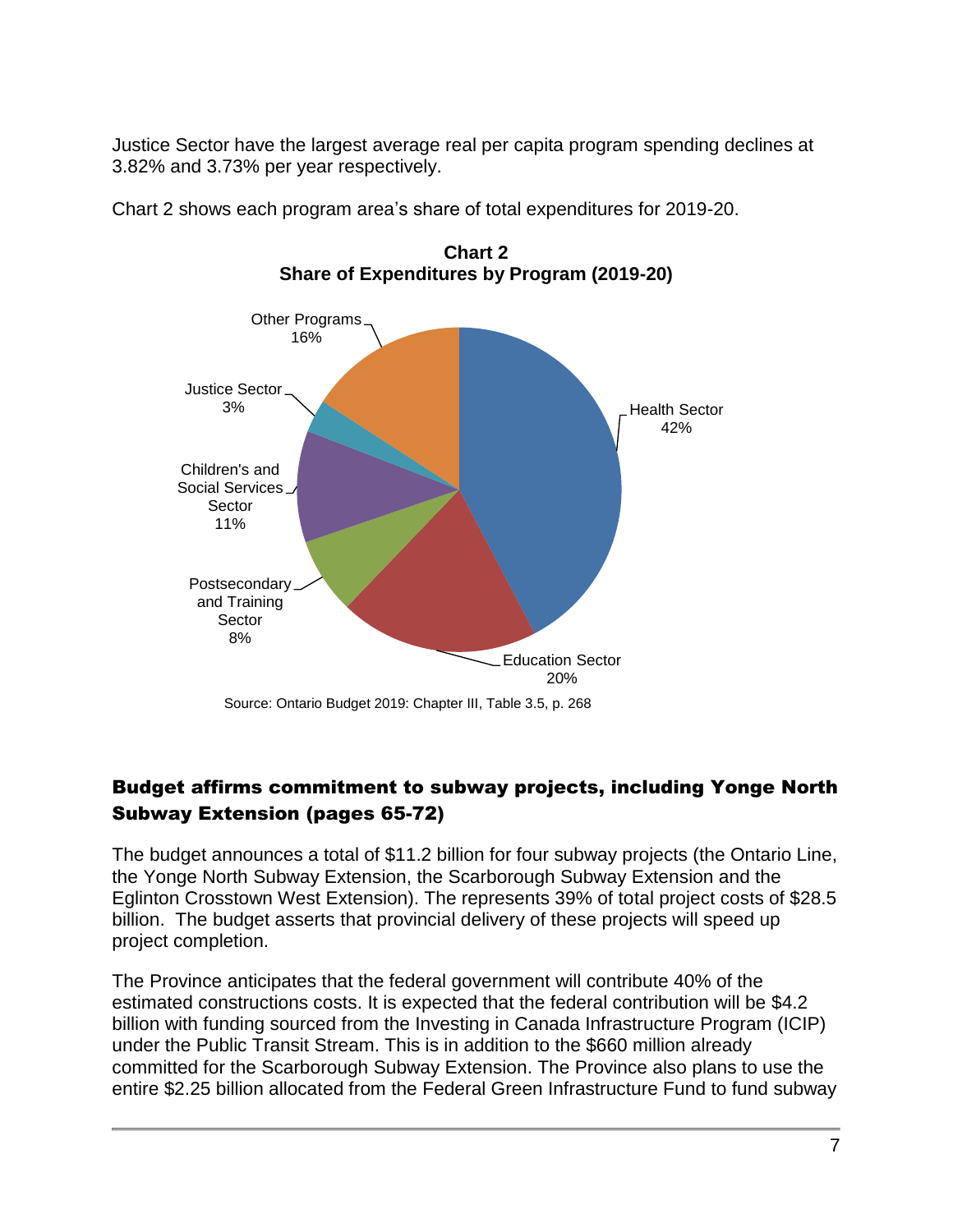Justice Sector have the largest average real per capita program spending declines at 3.82% and 3.73% per year respectively.

Chart 2 shows each program area's share of total expenditures for 2019-20.

**Chart 2**
**Share of Expenditures by Program (2019-20)**

| Program | Share |
|---|---|
| Health Sector | 42% |
| Education Sector | 20% |
| Postsecondary and Training Sector | 8% |
| Children's and Social Services Sector | 11% |
| Justice Sector | 3% |
| Other Programs | 16% |

Source: Ontario Budget 2019: Chapter III, Table 3.5, p. 268

## Budget affirms commitment to subway projects, including Yonge North Subway Extension (pages 65-72)

The budget announces a total of $11.2 billion for four subway projects (the Ontario Line, the Yonge North Subway Extension, the Scarborough Subway Extension and the Eglinton Crosstown West Extension). The represents 39% of total project costs of $28.5 billion. The budget asserts that provincial delivery of these projects will speed up project completion.

The Province anticipates that the federal government will contribute 40% of the estimated constructions costs. It is expected that the federal contribution will be $4.2 billion with funding sourced from the Investing in Canada Infrastructure Program (ICIP) under the Public Transit Stream. This is in addition to the $660 million already committed for the Scarborough Subway Extension. The Province also plans to use the entire $2.25 billion allocated from the Federal Green Infrastructure Fund to fund subway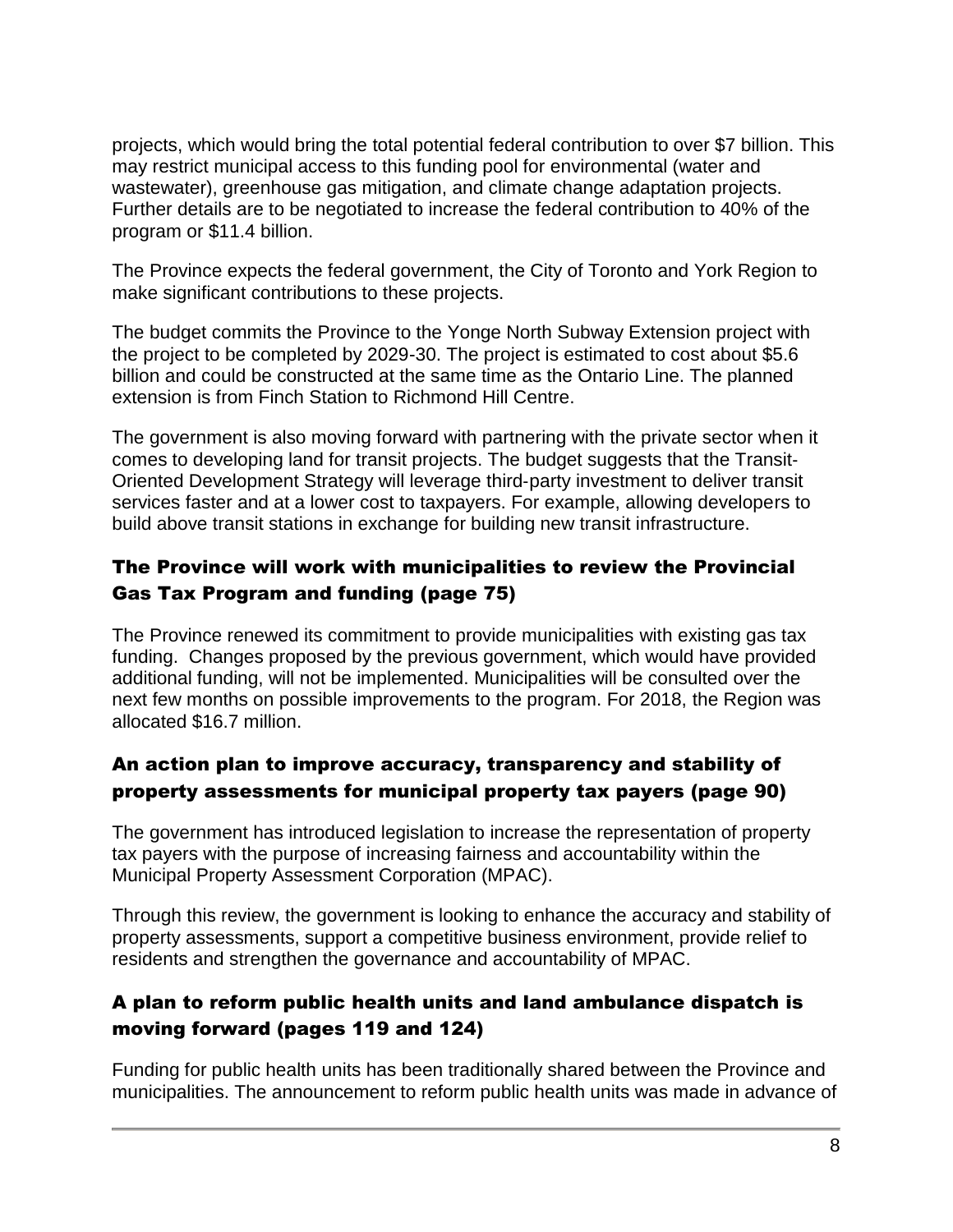projects, which would bring the total potential federal contribution to over $7 billion. This may restrict municipal access to this funding pool for environmental (water and wastewater), greenhouse gas mitigation, and climate change adaptation projects. Further details are to be negotiated to increase the federal contribution to 40% of the program or $11.4 billion.

The Province expects the federal government, the City of Toronto and York Region to make significant contributions to these projects.

The budget commits the Province to the Yonge North Subway Extension project with the project to be completed by 2029-30. The project is estimated to cost about $5.6 billion and could be constructed at the same time as the Ontario Line. The planned extension is from Finch Station to Richmond Hill Centre.

The government is also moving forward with partnering with the private sector when it comes to developing land for transit projects. The budget suggests that the Transit-Oriented Development Strategy will leverage third-party investment to deliver transit services faster and at a lower cost to taxpayers. For example, allowing developers to build above transit stations in exchange for building new transit infrastructure.

## The Province will work with municipalities to review the Provincial Gas Tax Program and funding (page 75)

The Province renewed its commitment to provide municipalities with existing gas tax funding. Changes proposed by the previous government, which would have provided additional funding, will not be implemented. Municipalities will be consulted over the next few months on possible improvements to the program. For 2018, the Region was allocated $16.7 million.

## An action plan to improve accuracy, transparency and stability of property assessments for municipal property tax payers (page 90)

The government has introduced legislation to increase the representation of property tax payers with the purpose of increasing fairness and accountability within the Municipal Property Assessment Corporation (MPAC).

Through this review, the government is looking to enhance the accuracy and stability of property assessments, support a competitive business environment, provide relief to residents and strengthen the governance and accountability of MPAC.

## A plan to reform public health units and land ambulance dispatch is moving forward (pages 119 and 124)

Funding for public health units has been traditionally shared between the Province and municipalities. The announcement to reform public health units was made in advance of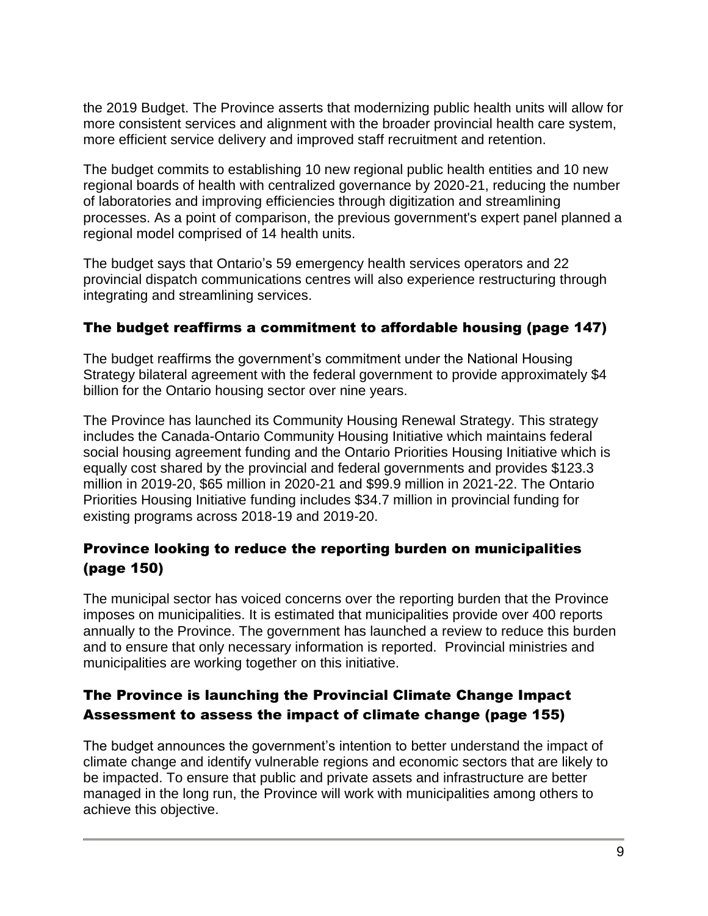the 2019 Budget. The Province asserts that modernizing public health units will allow for more consistent services and alignment with the broader provincial health care system, more efficient service delivery and improved staff recruitment and retention.

The budget commits to establishing 10 new regional public health entities and 10 new regional boards of health with centralized governance by 2020-21, reducing the number of laboratories and improving efficiencies through digitization and streamlining processes. As a point of comparison, the previous government's expert panel planned a regional model comprised of 14 health units.

The budget says that Ontario's 59 emergency health services operators and 22 provincial dispatch communications centres will also experience restructuring through integrating and streamlining services.

## The budget reaffirms a commitment to affordable housing (page 147)

The budget reaffirms the government's commitment under the National Housing Strategy bilateral agreement with the federal government to provide approximately $4 billion for the Ontario housing sector over nine years.

The Province has launched its Community Housing Renewal Strategy. This strategy includes the Canada-Ontario Community Housing Initiative which maintains federal social housing agreement funding and the Ontario Priorities Housing Initiative which is equally cost shared by the provincial and federal governments and provides $123.3 million in 2019-20, $65 million in 2020-21 and $99.9 million in 2021-22. The Ontario Priorities Housing Initiative funding includes $34.7 million in provincial funding for existing programs across 2018-19 and 2019-20.

## Province looking to reduce the reporting burden on municipalities (page 150)

The municipal sector has voiced concerns over the reporting burden that the Province imposes on municipalities. It is estimated that municipalities provide over 400 reports annually to the Province. The government has launched a review to reduce this burden and to ensure that only necessary information is reported. Provincial ministries and municipalities are working together on this initiative.

## The Province is launching the Provincial Climate Change Impact Assessment to assess the impact of climate change (page 155)

The budget announces the government's intention to better understand the impact of climate change and identify vulnerable regions and economic sectors that are likely to be impacted. To ensure that public and private assets and infrastructure are better managed in the long run, the Province will work with municipalities among others to achieve this objective.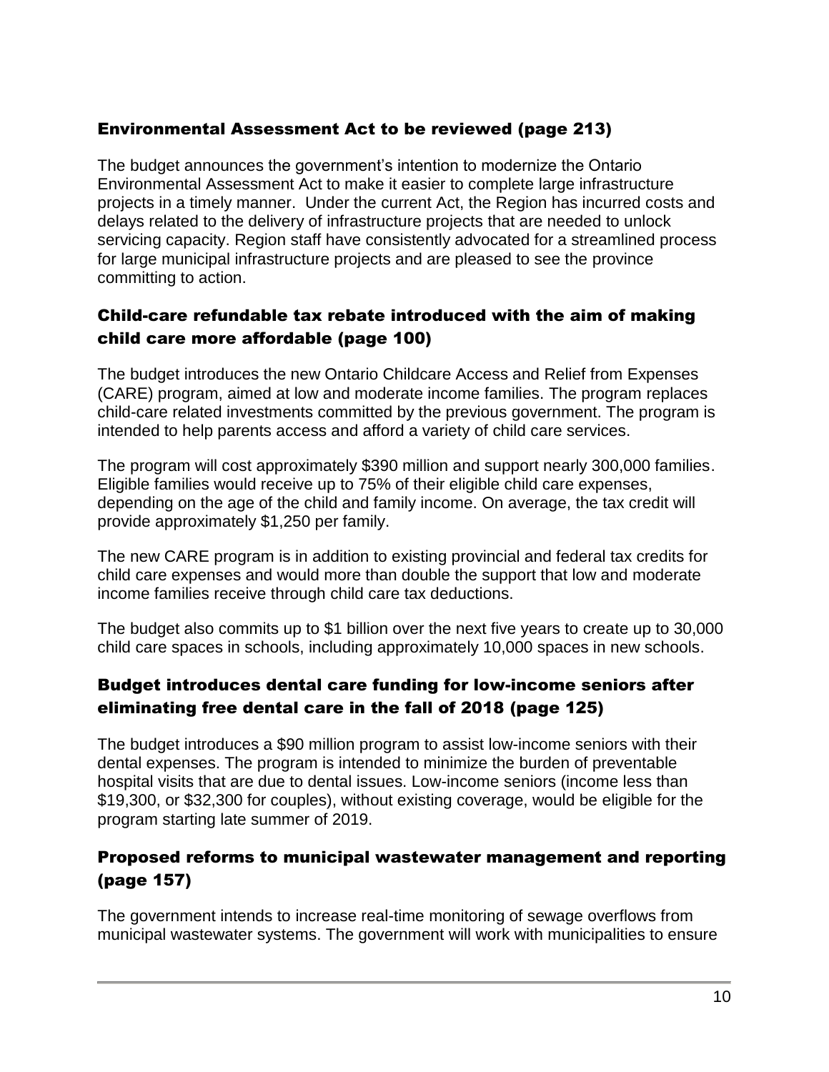## Environmental Assessment Act to be reviewed (page 213)

The budget announces the government's intention to modernize the Ontario Environmental Assessment Act to make it easier to complete large infrastructure projects in a timely manner. Under the current Act, the Region has incurred costs and delays related to the delivery of infrastructure projects that are needed to unlock servicing capacity. Region staff have consistently advocated for a streamlined process for large municipal infrastructure projects and are pleased to see the province committing to action.

## Child-care refundable tax rebate introduced with the aim of making child care more affordable (page 100)

The budget introduces the new Ontario Childcare Access and Relief from Expenses (CARE) program, aimed at low and moderate income families. The program replaces child-care related investments committed by the previous government. The program is intended to help parents access and afford a variety of child care services.

The program will cost approximately $390 million and support nearly 300,000 families. Eligible families would receive up to 75% of their eligible child care expenses, depending on the age of the child and family income. On average, the tax credit will provide approximately $1,250 per family.

The new CARE program is in addition to existing provincial and federal tax credits for child care expenses and would more than double the support that low and moderate income families receive through child care tax deductions.

The budget also commits up to $1 billion over the next five years to create up to 30,000 child care spaces in schools, including approximately 10,000 spaces in new schools.

## Budget introduces dental care funding for low-income seniors after eliminating free dental care in the fall of 2018 (page 125)

The budget introduces a $90 million program to assist low-income seniors with their dental expenses. The program is intended to minimize the burden of preventable hospital visits that are due to dental issues. Low-income seniors (income less than $19,300, or $32,300 for couples), without existing coverage, would be eligible for the program starting late summer of 2019.

## Proposed reforms to municipal wastewater management and reporting (page 157)

The government intends to increase real-time monitoring of sewage overflows from municipal wastewater systems. The government will work with municipalities to ensure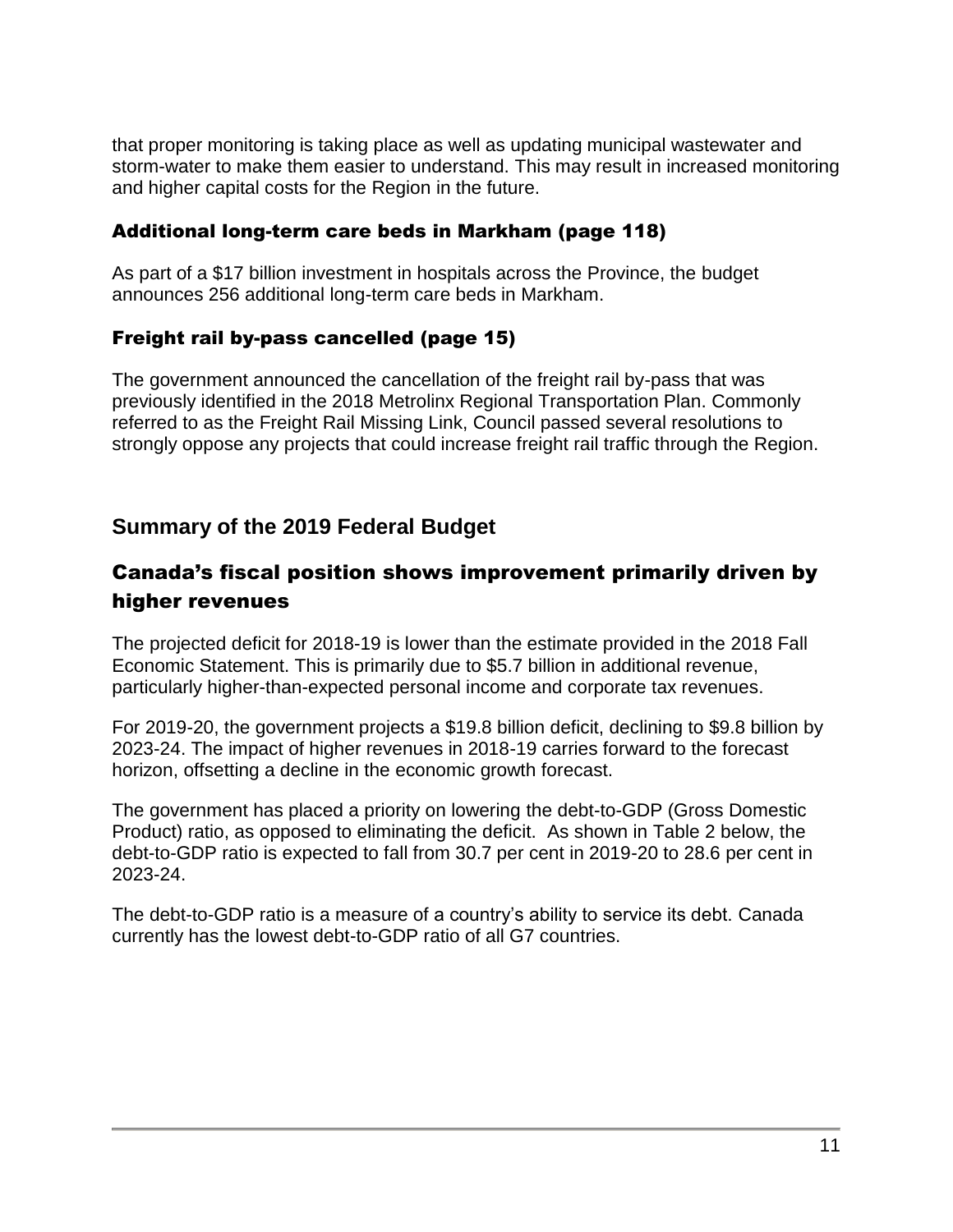that proper monitoring is taking place as well as updating municipal wastewater and storm-water to make them easier to understand. This may result in increased monitoring and higher capital costs for the Region in the future.

### Additional long-term care beds in Markham (page 118)

As part of a $17 billion investment in hospitals across the Province, the budget announces 256 additional long-term care beds in Markham.

### Freight rail by-pass cancelled (page 15)

The government announced the cancellation of the freight rail by-pass that was previously identified in the 2018 Metrolinx Regional Transportation Plan. Commonly referred to as the Freight Rail Missing Link, Council passed several resolutions to strongly oppose any projects that could increase freight rail traffic through the Region.

## Summary of the 2019 Federal Budget

### Canada's fiscal position shows improvement primarily driven by higher revenues

The projected deficit for 2018-19 is lower than the estimate provided in the 2018 Fall Economic Statement. This is primarily due to $5.7 billion in additional revenue, particularly higher-than-expected personal income and corporate tax revenues.

For 2019-20, the government projects a $19.8 billion deficit, declining to $9.8 billion by 2023-24. The impact of higher revenues in 2018-19 carries forward to the forecast horizon, offsetting a decline in the economic growth forecast.

The government has placed a priority on lowering the debt-to-GDP (Gross Domestic Product) ratio, as opposed to eliminating the deficit. As shown in Table 2 below, the debt-to-GDP ratio is expected to fall from 30.7 per cent in 2019-20 to 28.6 per cent in 2023-24.

The debt-to-GDP ratio is a measure of a country's ability to service its debt. Canada currently has the lowest debt-to-GDP ratio of all G7 countries.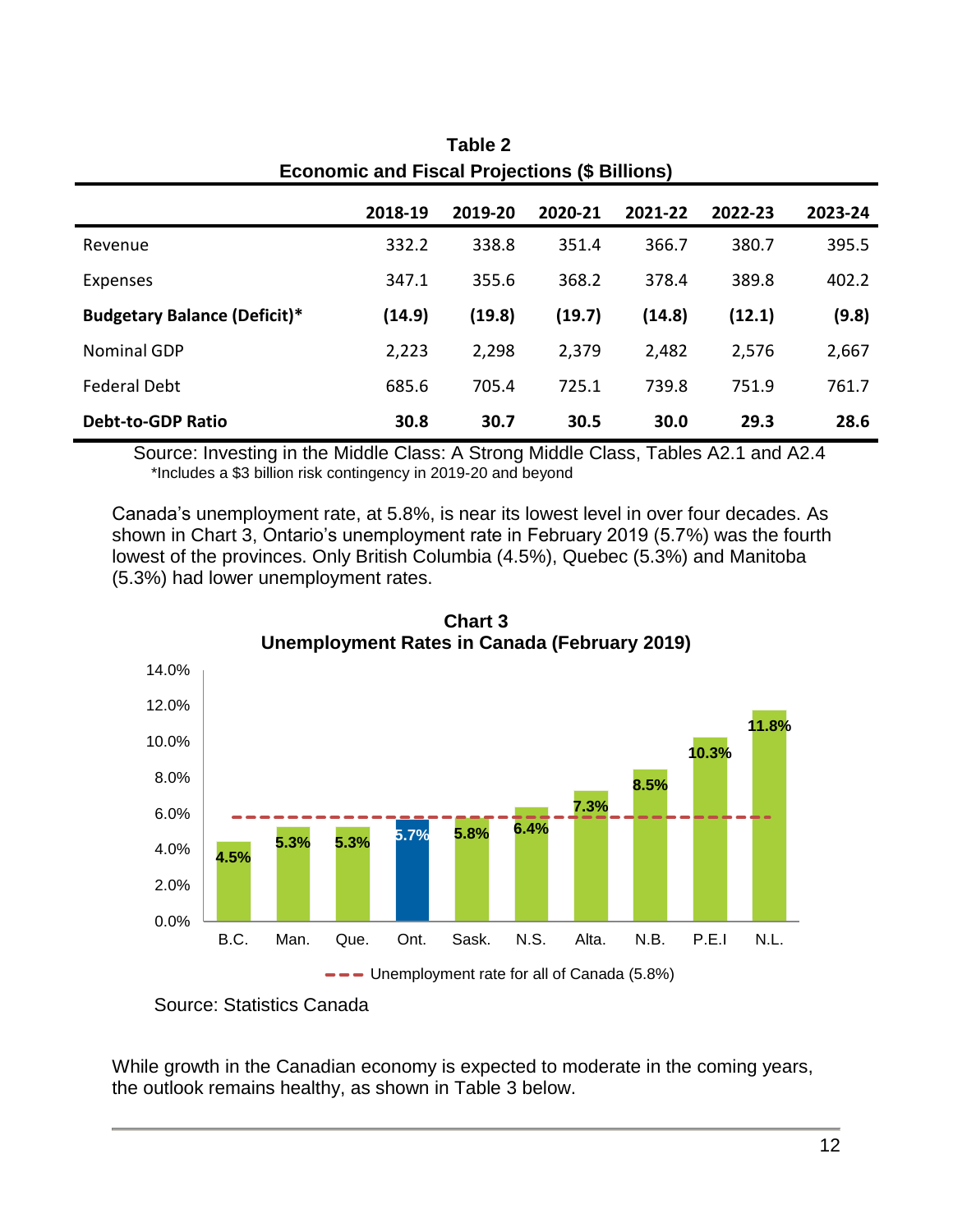**Table 2**
**Economic and Fiscal Projections ($ Billions)**

| | 2018-19 | 2019-20 | 2020-21 | 2021-22 | 2022-23 | 2023-24 |
|---|---|---|---|---|---|---|
| Revenue | 332.2 | 338.8 | 351.4 | 366.7 | 380.7 | 395.5 |
| Expenses | 347.1 | 355.6 | 368.2 | 378.4 | 389.8 | 402.2 |
| **Budgetary Balance (Deficit)*** | **(14.9)** | **(19.8)** | **(19.7)** | **(14.8)** | **(12.1)** | **(9.8)** |
| Nominal GDP | 2,223 | 2,298 | 2,379 | 2,482 | 2,576 | 2,667 |
| Federal Debt | 685.6 | 705.4 | 725.1 | 739.8 | 751.9 | 761.7 |
| **Debt-to-GDP Ratio** | **30.8** | **30.7** | **30.5** | **30.0** | **29.3** | **28.6** |

Source: Investing in the Middle Class: A Strong Middle Class, Tables A2.1 and A2.4
*Includes a $3 billion risk contingency in 2019-20 and beyond

Canada's unemployment rate, at 5.8%, is near its lowest level in over four decades. As shown in Chart 3, Ontario's unemployment rate in February 2019 (5.7%) was the fourth lowest of the provinces. Only British Columbia (4.5%), Quebec (5.3%) and Manitoba (5.3%) had lower unemployment rates.

**Chart 3**
**Unemployment Rates in Canada (February 2019)**

| Province | Unemployment Rate |
|---|---|
| B.C. | 4.5% |
| Man. | 5.3% |
| Que. | 5.3% |
| Ont. | 5.7% |
| Sask. | 5.8% |
| N.S. | 6.4% |
| Alta. | 7.3% |
| N.B. | 8.5% |
| P.E.I | 10.3% |
| N.L. | 11.8% |

Unemployment rate for all of Canada (5.8%)

Source: Statistics Canada

While growth in the Canadian economy is expected to moderate in the coming years, the outlook remains healthy, as shown in Table 3 below.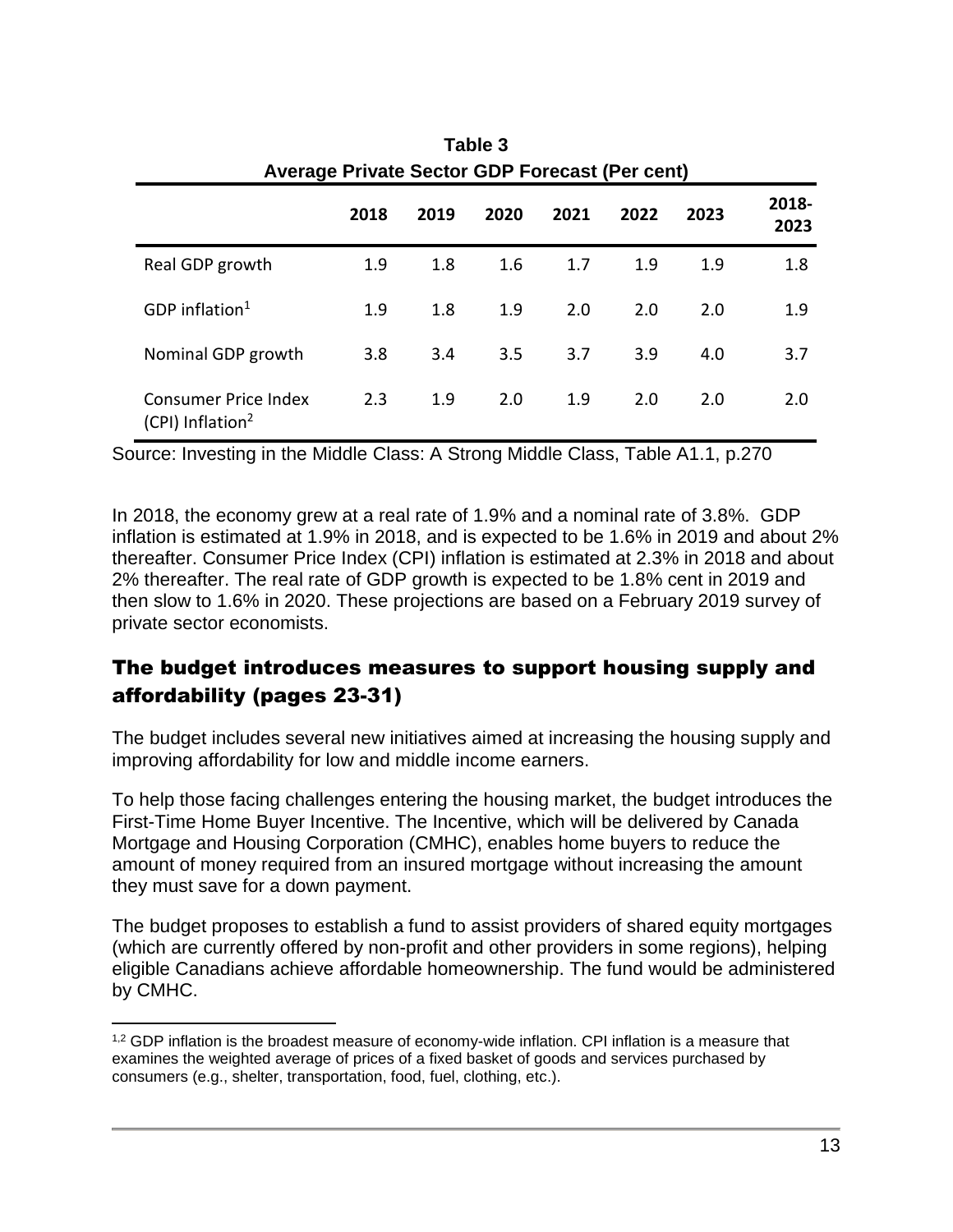**Table 3**
**Average Private Sector GDP Forecast (Per cent)**

| | 2018 | 2019 | 2020 | 2021 | 2022 | 2023 | 2018-2023 |
|---|---|---|---|---|---|---|---|
| Real GDP growth | 1.9 | 1.8 | 1.6 | 1.7 | 1.9 | 1.9 | 1.8 |
| GDP inflation[1] | 1.9 | 1.8 | 1.9 | 2.0 | 2.0 | 2.0 | 1.9 |
| Nominal GDP growth | 3.8 | 3.4 | 3.5 | 3.7 | 3.9 | 4.0 | 3.7 |
| Consumer Price Index (CPI) Inflation[2] | 2.3 | 1.9 | 2.0 | 1.9 | 2.0 | 2.0 | 2.0 |

Source: Investing in the Middle Class: A Strong Middle Class, Table A1.1, p.270

In 2018, the economy grew at a real rate of 1.9% and a nominal rate of 3.8%. GDP inflation is estimated at 1.9% in 2018, and is expected to be 1.6% in 2019 and about 2% thereafter. Consumer Price Index (CPI) inflation is estimated at 2.3% in 2018 and about 2% thereafter. The real rate of GDP growth is expected to be 1.8% cent in 2019 and then slow to 1.6% in 2020. These projections are based on a February 2019 survey of private sector economists.

## The budget introduces measures to support housing supply and affordability (pages 23-31)

The budget includes several new initiatives aimed at increasing the housing supply and improving affordability for low and middle income earners.

To help those facing challenges entering the housing market, the budget introduces the First-Time Home Buyer Incentive. The Incentive, which will be delivered by Canada Mortgage and Housing Corporation (CMHC), enables home buyers to reduce the amount of money required from an insured mortgage without increasing the amount they must save for a down payment.

The budget proposes to establish a fund to assist providers of shared equity mortgages (which are currently offered by non-profit and other providers in some regions), helping eligible Canadians achieve affordable homeownership. The fund would be administered by CMHC.

[1,2] GDP inflation is the broadest measure of economy-wide inflation. CPI inflation is a measure that examines the weighted average of prices of a fixed basket of goods and services purchased by consumers (e.g., shelter, transportation, food, fuel, clothing, etc.).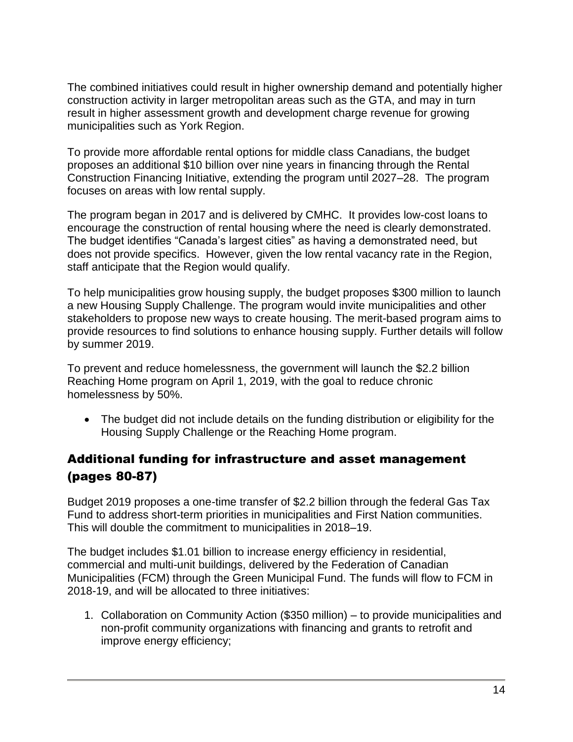The combined initiatives could result in higher ownership demand and potentially higher construction activity in larger metropolitan areas such as the GTA, and may in turn result in higher assessment growth and development charge revenue for growing municipalities such as York Region.

To provide more affordable rental options for middle class Canadians, the budget proposes an additional $10 billion over nine years in financing through the Rental Construction Financing Initiative, extending the program until 2027–28. The program focuses on areas with low rental supply.

The program began in 2017 and is delivered by CMHC. It provides low-cost loans to encourage the construction of rental housing where the need is clearly demonstrated. The budget identifies "Canada's largest cities" as having a demonstrated need, but does not provide specifics. However, given the low rental vacancy rate in the Region, staff anticipate that the Region would qualify.

To help municipalities grow housing supply, the budget proposes $300 million to launch a new Housing Supply Challenge. The program would invite municipalities and other stakeholders to propose new ways to create housing. The merit-based program aims to provide resources to find solutions to enhance housing supply. Further details will follow by summer 2019.

To prevent and reduce homelessness, the government will launch the $2.2 billion Reaching Home program on April 1, 2019, with the goal to reduce chronic homelessness by 50%.

- The budget did not include details on the funding distribution or eligibility for the Housing Supply Challenge or the Reaching Home program.

## Additional funding for infrastructure and asset management (pages 80-87)

Budget 2019 proposes a one-time transfer of $2.2 billion through the federal Gas Tax Fund to address short-term priorities in municipalities and First Nation communities. This will double the commitment to municipalities in 2018–19.

The budget includes $1.01 billion to increase energy efficiency in residential, commercial and multi-unit buildings, delivered by the Federation of Canadian Municipalities (FCM) through the Green Municipal Fund. The funds will flow to FCM in 2018-19, and will be allocated to three initiatives:

1. Collaboration on Community Action ($350 million) – to provide municipalities and non-profit community organizations with financing and grants to retrofit and improve energy efficiency;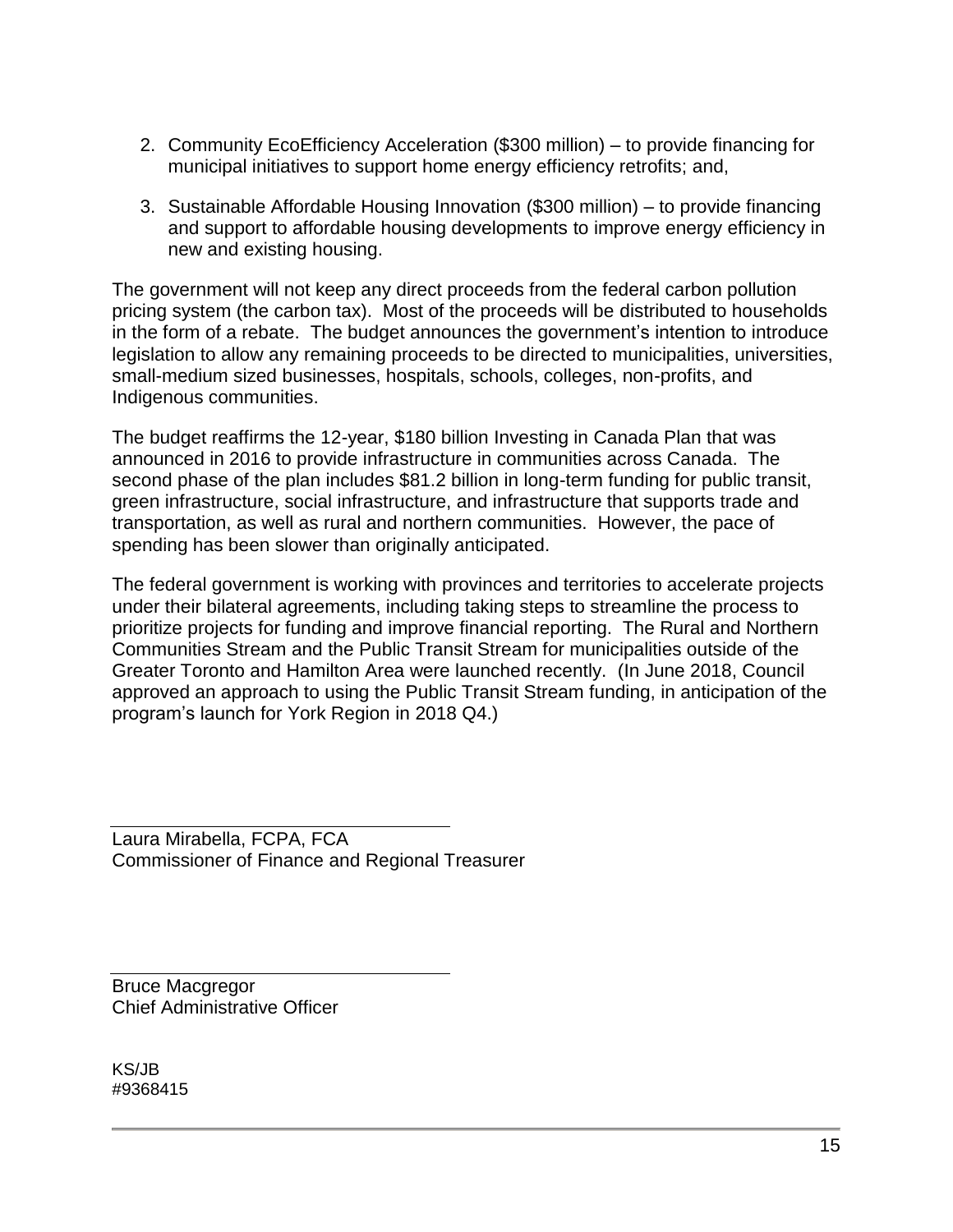2. Community EcoEfficiency Acceleration ($300 million) – to provide financing for municipal initiatives to support home energy efficiency retrofits; and,

3. Sustainable Affordable Housing Innovation ($300 million) – to provide financing and support to affordable housing developments to improve energy efficiency in new and existing housing.

The government will not keep any direct proceeds from the federal carbon pollution pricing system (the carbon tax). Most of the proceeds will be distributed to households in the form of a rebate. The budget announces the government's intention to introduce legislation to allow any remaining proceeds to be directed to municipalities, universities, small-medium sized businesses, hospitals, schools, colleges, non-profits, and Indigenous communities.

The budget reaffirms the 12-year, $180 billion Investing in Canada Plan that was announced in 2016 to provide infrastructure in communities across Canada. The second phase of the plan includes $81.2 billion in long-term funding for public transit, green infrastructure, social infrastructure, and infrastructure that supports trade and transportation, as well as rural and northern communities. However, the pace of spending has been slower than originally anticipated.

The federal government is working with provinces and territories to accelerate projects under their bilateral agreements, including taking steps to streamline the process to prioritize projects for funding and improve financial reporting. The Rural and Northern Communities Stream and the Public Transit Stream for municipalities outside of the Greater Toronto and Hamilton Area were launched recently. (In June 2018, Council approved an approach to using the Public Transit Stream funding, in anticipation of the program's launch for York Region in 2018 Q4.)

Laura Mirabella, FCPA, FCA
Commissioner of Finance and Regional Treasurer

Bruce Macgregor
Chief Administrative Officer

KS/JB
#9368415